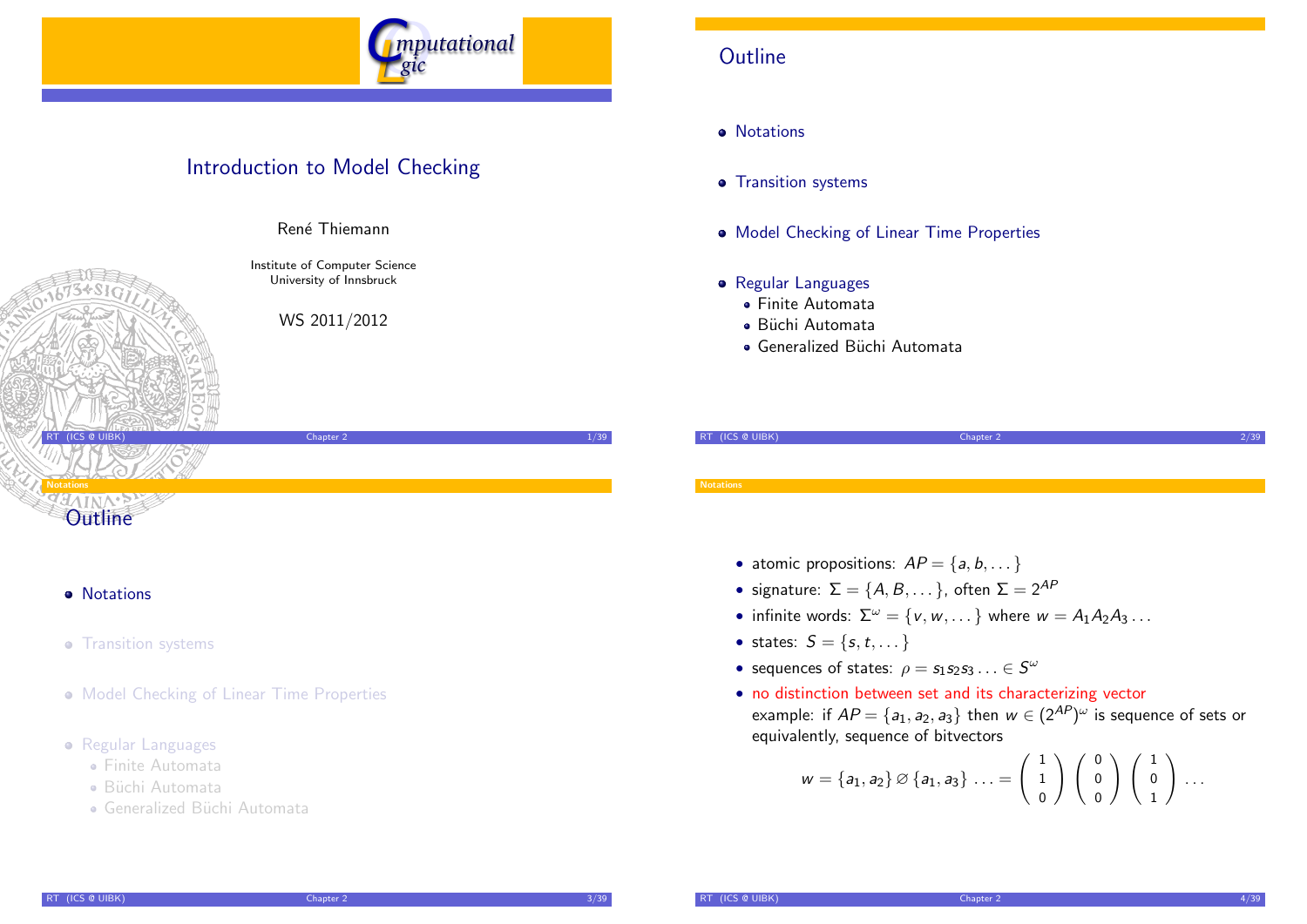# Introduction to Model Checking

René Thiemann

Institute of Computer Science
University of Innsbruck

WS 2011/2012

## Outline

- Notations
- Transition systems
- Model Checking of Linear Time Properties
- Regular Languages
  - Finite Automata
  - Büchi Automata
  - Generalized Büchi Automata

## Outline

- Notations
- Transition systems
- Model Checking of Linear Time Properties
- Regular Languages
  - Finite Automata
  - Büchi Automata
  - Generalized Büchi Automata

## Notations

- atomic propositions: $AP = \{a, b, \dots\}$
- signature: $\Sigma = \{A, B, \dots\}$, often $\Sigma = 2^{AP}$
- infinite words: $\Sigma^\omega = \{v, w, \dots\}$ where $w = A_1 A_2 A_3 \dots$
- states: $S = \{s, t, \dots\}$
- sequences of states: $\rho = s_1 s_2 s_3 \dots \in S^\omega$
- no distinction between set and its characterizing vector
  example: if $AP = \{a_1, a_2, a_3\}$ then $w \in (2^{AP})^\omega$ is sequence of sets or equivalently, sequence of bitvectors

$$w = \{a_1, a_2\} \varnothing \{a_1, a_3\} \dots = \begin{pmatrix} 1 \\ 1 \\ 0 \end{pmatrix} \begin{pmatrix} 0 \\ 0 \\ 0 \end{pmatrix} \begin{pmatrix} 1 \\ 0 \\ 1 \end{pmatrix} \dots$$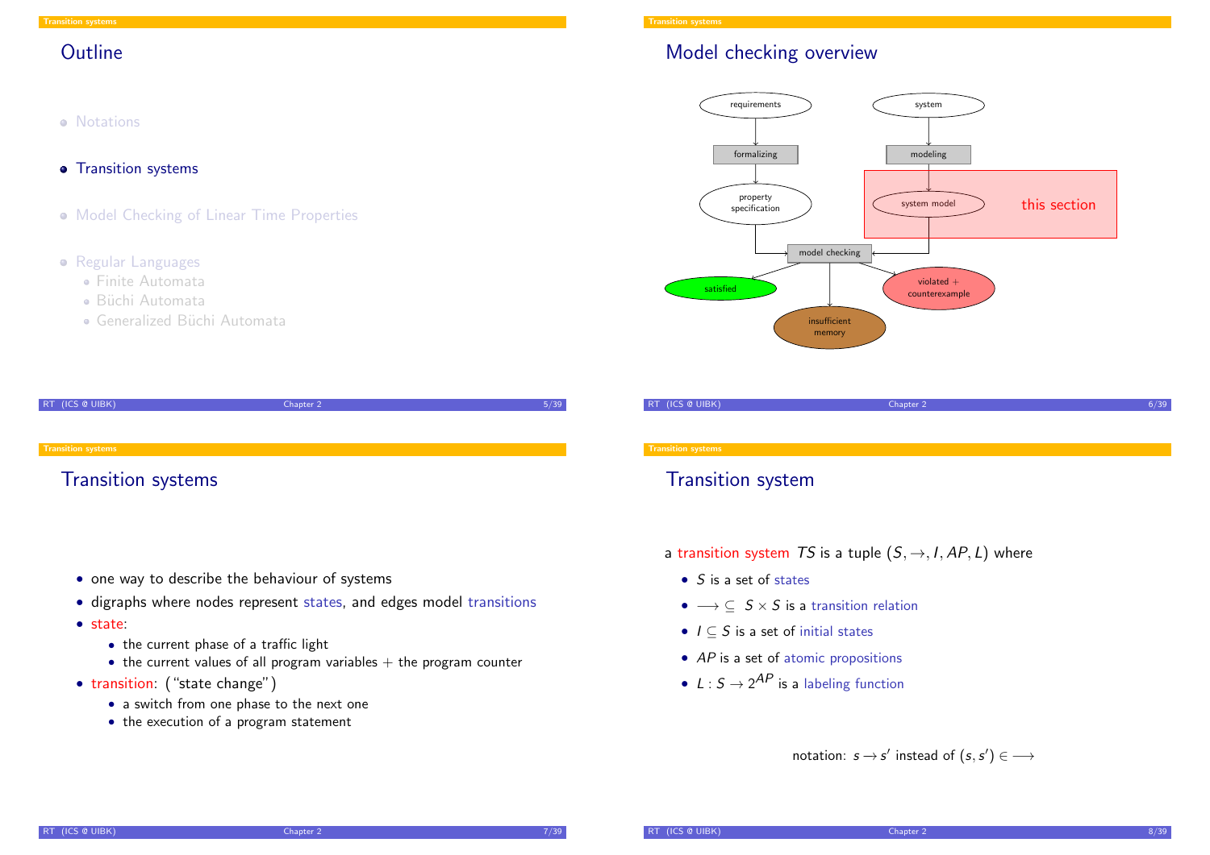## Outline

- Notations
- Transition systems
- Model Checking of Linear Time Properties
- Regular Languages
  - Finite Automata
  - Büchi Automata
  - Generalized Büchi Automata

## Model checking overview

requirements → formalizing → property specification → model checking

system → modeling → system model → model checking (this section)

model checking → satisfied / insufficient memory / violated + counterexample

## Transition systems

- one way to describe the behaviour of systems
- digraphs where nodes represent states, and edges model transitions
- state:
  - the current phase of a traffic light
  - the current values of all program variables + the program counter
- transition: ("state change")
  - a switch from one phase to the next one
  - the execution of a program statement

## Transition system

a transition system $TS$ is a tuple $(S, \to, I, AP, L)$ where

- $S$ is a set of states
- $\longrightarrow \subseteq S \times S$ is a transition relation
- $I \subseteq S$ is a set of initial states
- $AP$ is a set of atomic propositions
- $L : S \to 2^{AP}$ is a labeling function

notation: $s \to s'$ instead of $(s, s') \in \longrightarrow$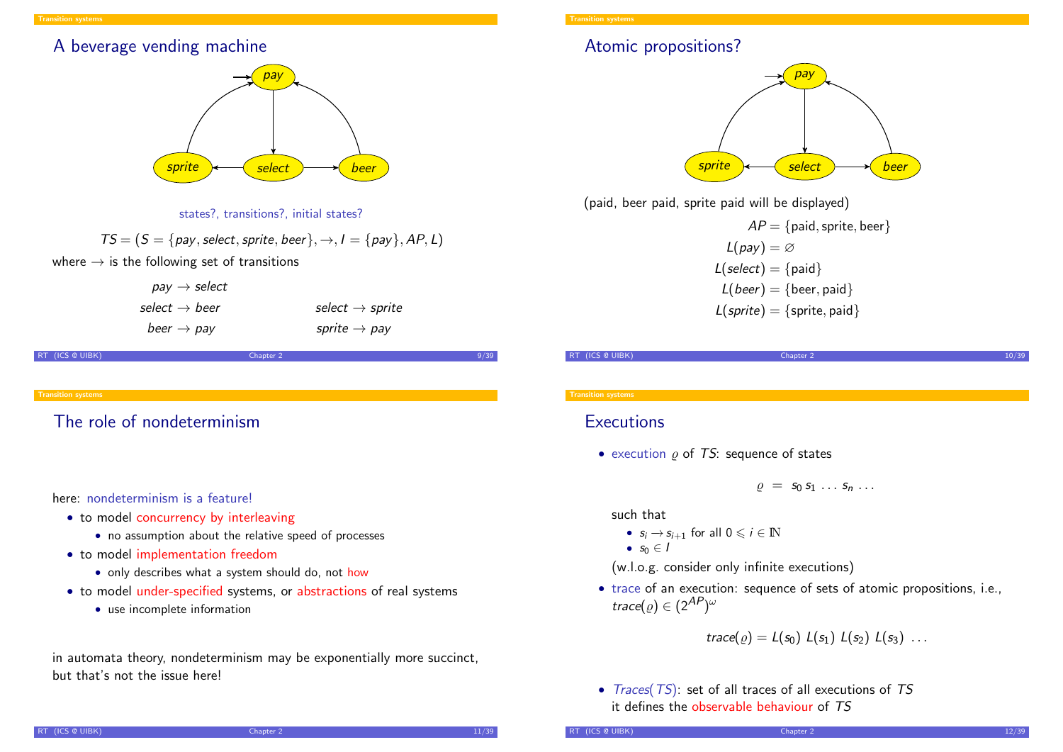## A beverage vending machine

states?, transitions?, initial states?

$$TS = (S = \{pay, select, sprite, beer\}, \rightarrow, I = \{pay\}, AP, L)$$

where $\rightarrow$ is the following set of transitions

$pay \rightarrow select$

$select \rightarrow beer$ $\quad$ $select \rightarrow sprite$

$beer \rightarrow pay$ $\quad$ $sprite \rightarrow pay$

## Atomic propositions?

(paid, beer paid, sprite paid will be displayed)

$$AP = \{\text{paid}, \text{sprite}, \text{beer}\}$$

$$L(pay) = \varnothing$$

$$L(select) = \{\text{paid}\}$$

$$L(beer) = \{\text{beer}, \text{paid}\}$$

$$L(sprite) = \{\text{sprite}, \text{paid}\}$$

## The role of nondeterminism

here: nondeterminism is a feature!

- to model concurrency by interleaving
  - no assumption about the relative speed of processes
- to model implementation freedom
  - only describes what a system should do, not how
- to model under-specified systems, or abstractions of real systems
  - use incomplete information

in automata theory, nondeterminism may be exponentially more succinct, but that's not the issue here!

## Executions

- execution $\varrho$ of $TS$: sequence of states

$$\varrho = s_0\, s_1\, \ldots\, s_n\, \ldots$$

  such that
  - $s_i \rightarrow s_{i+1}$ for all $0 \leqslant i \in \mathbb{N}$
  - $s_0 \in I$

  (w.l.o.g. consider only infinite executions)

- trace of an execution: sequence of sets of atomic propositions, i.e., $trace(\varrho) \in (2^{AP})^\omega$

$$trace(\varrho) = L(s_0)\; L(s_1)\; L(s_2)\; L(s_3)\; \ldots$$

- $Traces(TS)$: set of all traces of all executions of $TS$
  it defines the observable behaviour of $TS$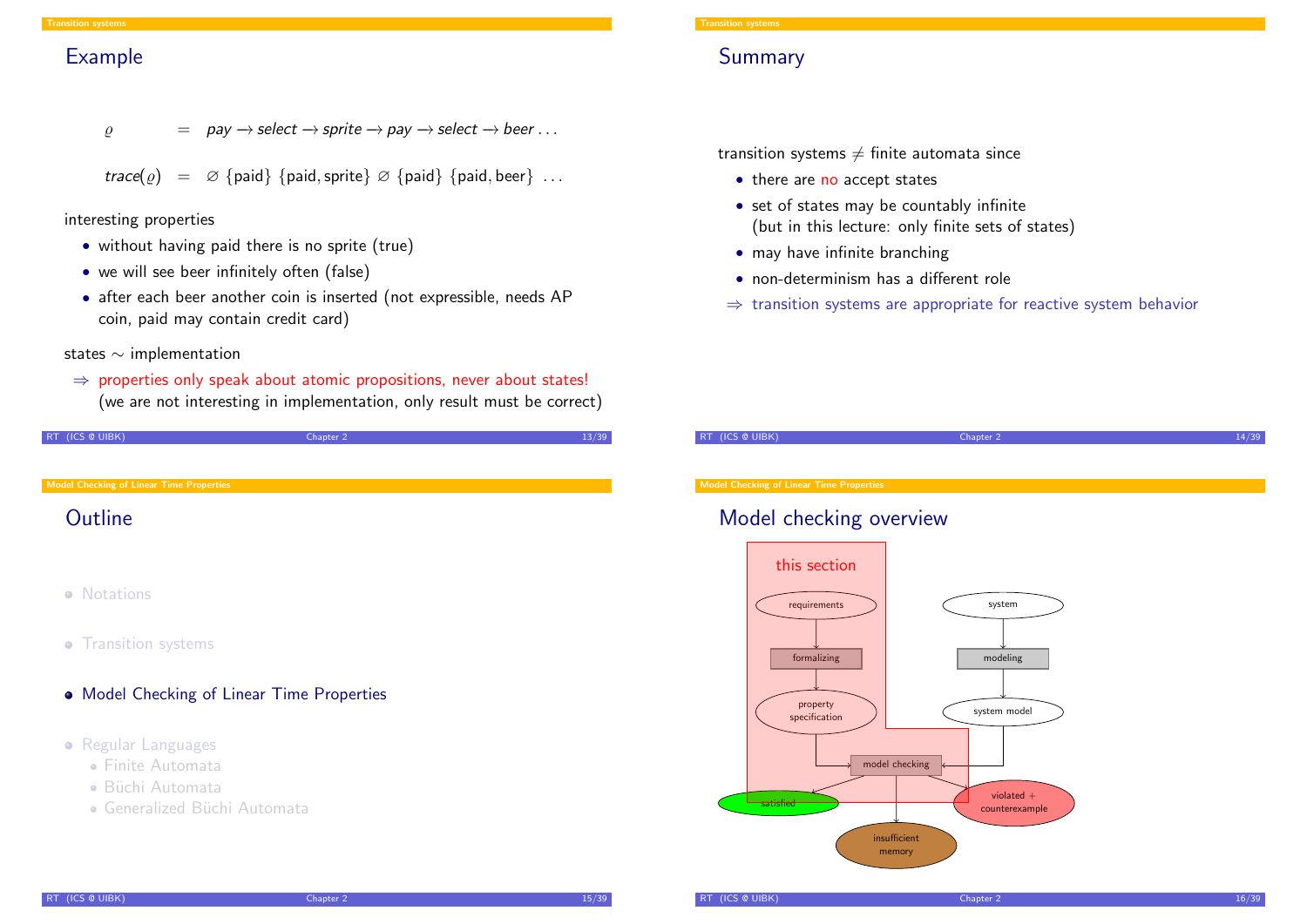## Example

$$\varrho = \mathit{pay} \rightarrow \mathit{select} \rightarrow \mathit{sprite} \rightarrow \mathit{pay} \rightarrow \mathit{select} \rightarrow \mathit{beer} \ldots$$

$$\mathit{trace}(\varrho) = \varnothing \ \{\text{paid}\} \ \{\text{paid}, \text{sprite}\} \ \varnothing \ \{\text{paid}\} \ \{\text{paid}, \text{beer}\} \ \ldots$$

interesting properties

- without having paid there is no sprite (true)
- we will see beer infinitely often (false)
- after each beer another coin is inserted (not expressible, needs AP coin, paid may contain credit card)

states $\sim$ implementation

$\Rightarrow$ properties only speak about atomic propositions, never about states!
(we are not interesting in implementation, only result must be correct)

## Summary

transition systems $\neq$ finite automata since

- there are no accept states
- set of states may be countably infinite
  (but in this lecture: only finite sets of states)
- may have infinite branching
- non-determinism has a different role

$\Rightarrow$ transition systems are appropriate for reactive system behavior

## Outline

- Notations
- Transition systems
- Model Checking of Linear Time Properties
- Regular Languages
  - Finite Automata
  - Büchi Automata
  - Generalized Büchi Automata

## Model checking overview

this section

requirements → formalizing → property specification → model checking

system → modeling → system model → model checking

model checking → satisfied / insufficient memory / violated + counterexample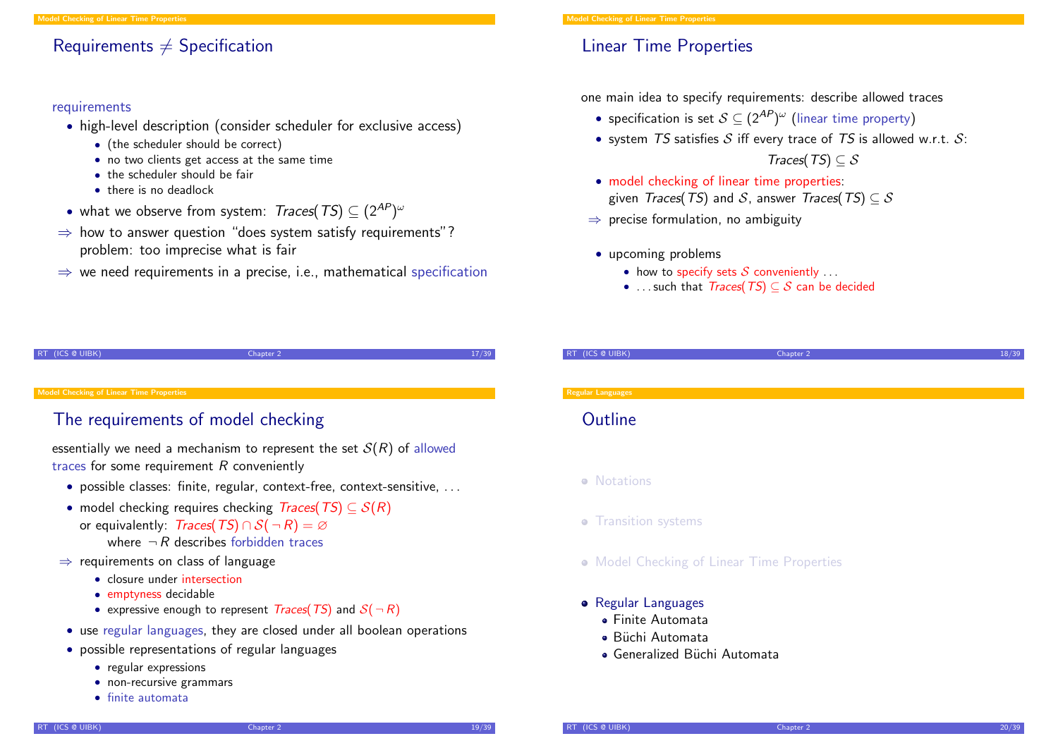## Requirements $\neq$ Specification

requirements

- high-level description (consider scheduler for exclusive access)
  - (the scheduler should be correct)
  - no two clients get access at the same time
  - the scheduler should be fair
  - there is no deadlock
- what we observe from system: $\mathit{Traces}(\mathit{TS}) \subseteq (2^{AP})^\omega$

$\Rightarrow$ how to answer question "does system satisfy requirements"? problem: too imprecise what is fair

$\Rightarrow$ we need requirements in a precise, i.e., mathematical specification

## Linear Time Properties

one main idea to specify requirements: describe allowed traces

- specification is set $\mathcal{S} \subseteq (2^{AP})^\omega$ (linear time property)
- system $\mathit{TS}$ satisfies $\mathcal{S}$ iff every trace of $\mathit{TS}$ is allowed w.r.t. $\mathcal{S}$:

$$\mathit{Traces}(\mathit{TS}) \subseteq \mathcal{S}$$

- model checking of linear time properties: given $\mathit{Traces}(\mathit{TS})$ and $\mathcal{S}$, answer $\mathit{Traces}(\mathit{TS}) \subseteq \mathcal{S}$

$\Rightarrow$ precise formulation, no ambiguity

- upcoming problems
  - how to specify sets $\mathcal{S}$ conveniently ...
  - ...such that $\mathit{Traces}(\mathit{TS}) \subseteq \mathcal{S}$ can be decided

## The requirements of model checking

essentially we need a mechanism to represent the set $\mathcal{S}(R)$ of allowed traces for some requirement $R$ conveniently

- possible classes: finite, regular, context-free, context-sensitive, ...
- model checking requires checking $\mathit{Traces}(\mathit{TS}) \subseteq \mathcal{S}(R)$ or equivalently: $\mathit{Traces}(\mathit{TS}) \cap \mathcal{S}(\neg R) = \varnothing$
  where $\neg R$ describes forbidden traces

$\Rightarrow$ requirements on class of language

- closure under intersection
- emptyness decidable
- expressive enough to represent $\mathit{Traces}(\mathit{TS})$ and $\mathcal{S}(\neg R)$

- use regular languages, they are closed under all boolean operations
- possible representations of regular languages
  - regular expressions
  - non-recursive grammars
  - finite automata

## Outline

- Notations
- Transition systems
- Model Checking of Linear Time Properties
- Regular Languages
  - Finite Automata
  - Büchi Automata
  - Generalized Büchi Automata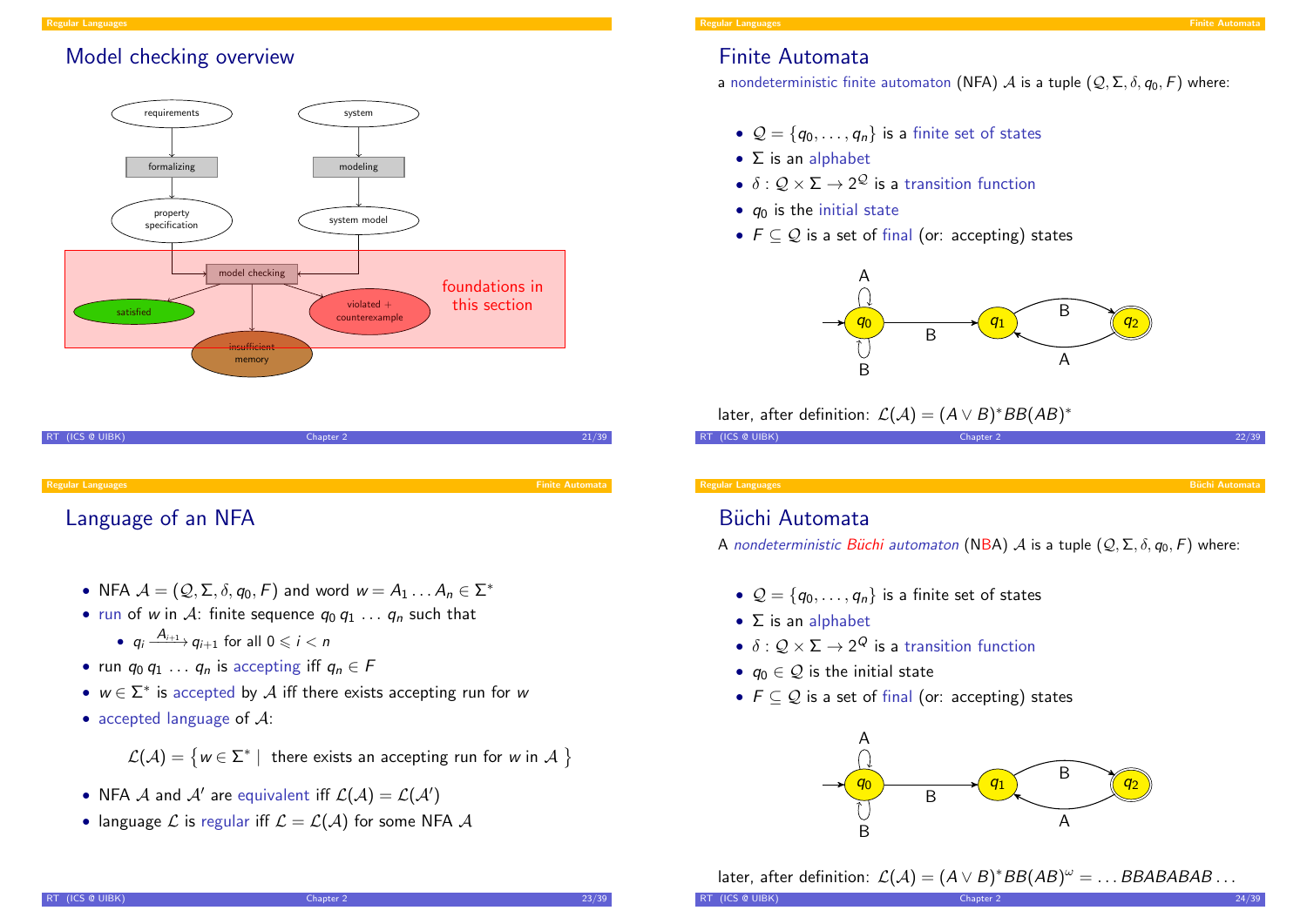## Model checking overview

requirements → formalizing → property specification

system → modeling → system model

property specification, system model → model checking → satisfied / violated + counterexample / insufficient memory

foundations in this section

## Finite Automata

a nondeterministic finite automaton (NFA) $\mathcal{A}$ is a tuple $(\mathcal{Q}, \Sigma, \delta, q_0, F)$ where:

- $\mathcal{Q} = \{q_0, \dots, q_n\}$ is a finite set of states
- $\Sigma$ is an alphabet
- $\delta : \mathcal{Q} \times \Sigma \to 2^{\mathcal{Q}}$ is a transition function
- $q_0$ is the initial state
- $F \subseteq \mathcal{Q}$ is a set of final (or: accepting) states

later, after definition: $\mathcal{L}(\mathcal{A}) = (A \vee B)^* BB(AB)^*$

## Language of an NFA

- NFA $\mathcal{A} = (\mathcal{Q}, \Sigma, \delta, q_0, F)$ and word $w = A_1 \dots A_n \in \Sigma^*$
- run of $w$ in $\mathcal{A}$: finite sequence $q_0\, q_1\, \dots\, q_n$ such that
  - $q_i \xrightarrow{A_{i+1}} q_{i+1}$ for all $0 \leqslant i < n$
- run $q_0\, q_1\, \dots\, q_n$ is accepting iff $q_n \in F$
- $w \in \Sigma^*$ is accepted by $\mathcal{A}$ iff there exists accepting run for $w$
- accepted language of $\mathcal{A}$:

$$\mathcal{L}(\mathcal{A}) = \left\{ w \in \Sigma^* \mid \text{ there exists an accepting run for } w \text{ in } \mathcal{A} \right\}$$

- NFA $\mathcal{A}$ and $\mathcal{A}'$ are equivalent iff $\mathcal{L}(\mathcal{A}) = \mathcal{L}(\mathcal{A}')$
- language $\mathcal{L}$ is regular iff $\mathcal{L} = \mathcal{L}(\mathcal{A})$ for some NFA $\mathcal{A}$

## Büchi Automata

A *nondeterministic Büchi automaton* (NBA) $\mathcal{A}$ is a tuple $(\mathcal{Q}, \Sigma, \delta, q_0, F)$ where:

- $\mathcal{Q} = \{q_0, \dots, q_n\}$ is a finite set of states
- $\Sigma$ is an alphabet
- $\delta : \mathcal{Q} \times \Sigma \to 2^{Q}$ is a transition function
- $q_0 \in \mathcal{Q}$ is the initial state
- $F \subseteq \mathcal{Q}$ is a set of final (or: accepting) states

later, after definition: $\mathcal{L}(\mathcal{A}) = (A \vee B)^* BB(AB)^\omega = \dots BBABABAB \dots$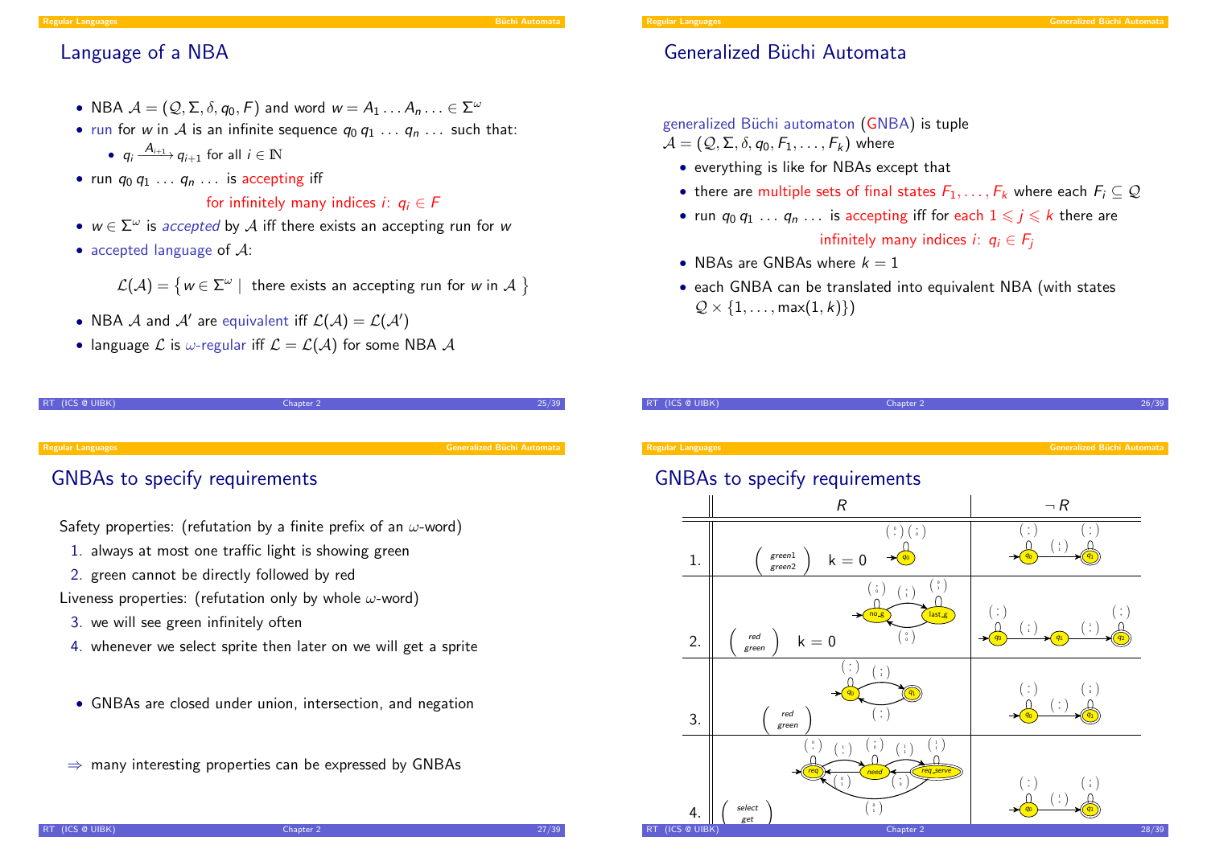## Language of a NBA

- NBA $\mathcal{A} = (\mathcal{Q}, \Sigma, \delta, q_0, F)$ and word $w = A_1 \dots A_n \dots \in \Sigma^\omega$
- run for $w$ in $\mathcal{A}$ is an infinite sequence $q_0\, q_1\, \dots\, q_n\, \dots$ such that:
  - $q_i \xrightarrow{A_{i+1}} q_{i+1}$ for all $i \in \mathbb{N}$
- run $q_0\, q_1\, \dots\, q_n\, \dots$ is accepting iff

  for infinitely many indices $i$: $q_i \in F$
- $w \in \Sigma^\omega$ is *accepted* by $\mathcal{A}$ iff there exists an accepting run for $w$
- accepted language of $\mathcal{A}$:

  $$\mathcal{L}(\mathcal{A}) = \{ w \in \Sigma^\omega \mid \text{ there exists an accepting run for } w \text{ in } \mathcal{A} \}$$
- NBA $\mathcal{A}$ and $\mathcal{A}'$ are equivalent iff $\mathcal{L}(\mathcal{A}) = \mathcal{L}(\mathcal{A}')$
- language $\mathcal{L}$ is $\omega$-regular iff $\mathcal{L} = \mathcal{L}(\mathcal{A})$ for some NBA $\mathcal{A}$

## Generalized Büchi Automata

generalized Büchi automaton (GNBA) is tuple
$\mathcal{A} = (\mathcal{Q}, \Sigma, \delta, q_0, F_1, \dots, F_k)$ where

- everything is like for NBAs except that
- there are multiple sets of final states $F_1, \dots, F_k$ where each $F_i \subseteq \mathcal{Q}$
- run $q_0\, q_1\, \dots\, q_n\, \dots$ is accepting iff for each $1 \leqslant j \leqslant k$ there are

  infinitely many indices $i$: $q_i \in F_j$
- NBAs are GNBAs where $k = 1$
- each GNBA can be translated into equivalent NBA (with states $\mathcal{Q} \times \{1, \dots, \max(1, k)\}$)

## GNBAs to specify requirements

Safety properties: (refutation by a finite prefix of an $\omega$-word)

1. always at most one traffic light is showing green
2. green cannot be directly followed by red

Liveness properties: (refutation only by whole $\omega$-word)

3. we will see green infinitely often
4. whenever we select sprite then later on we will get a sprite

- GNBAs are closed under union, intersection, and negation

$\Rightarrow$ many interesting properties can be expressed by GNBAs

## GNBAs to specify requirements

| | $R$ | $\neg R$ |
|---|---|---|
| 1. | $\begin{pmatrix} green1 \\ green2 \end{pmatrix}$ k = 0 | |
| 2. | $\begin{pmatrix} red \\ green \end{pmatrix}$ k = 0 | |
| 3. | $\begin{pmatrix} red \\ green \end{pmatrix}$ | |
| 4. | $\begin{pmatrix} select \\ get \end{pmatrix}$ | |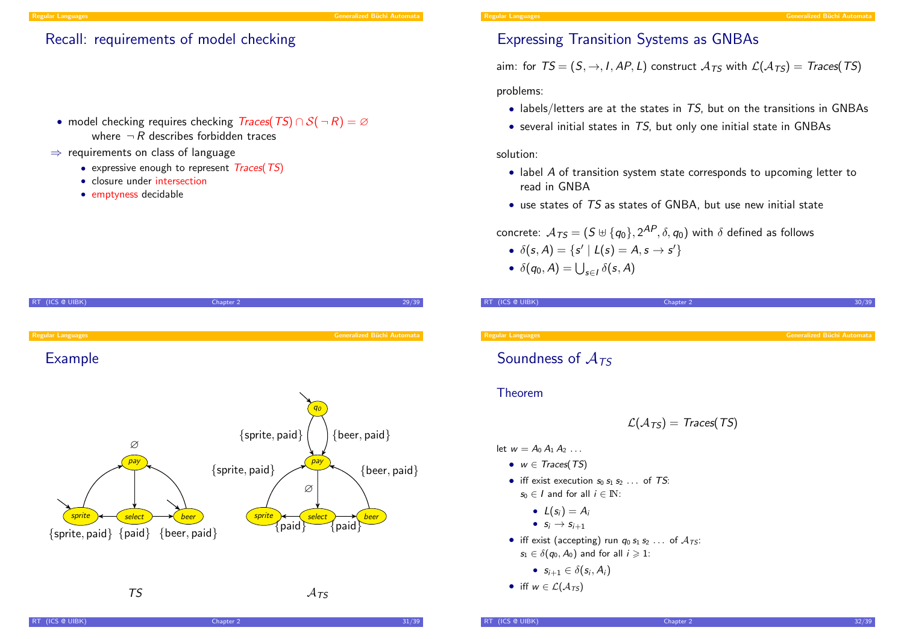## Recall: requirements of model checking

- model checking requires checking $Traces(TS) \cap \mathcal{S}(\neg R) = \varnothing$
  where $\neg R$ describes forbidden traces

$\Rightarrow$ requirements on class of language

- expressive enough to represent $Traces(TS)$
- closure under intersection
- emptyness decidable

## Expressing Transition Systems as GNBAs

aim: for $TS = (S, \rightarrow, I, AP, L)$ construct $\mathcal{A}_{TS}$ with $\mathcal{L}(\mathcal{A}_{TS}) = Traces(TS)$

problems:

- labels/letters are at the states in $TS$, but on the transitions in GNBAs
- several initial states in $TS$, but only one initial state in GNBAs

solution:

- label $A$ of transition system state corresponds to upcoming letter to read in GNBA
- use states of $TS$ as states of GNBA, but use new initial state

concrete: $\mathcal{A}_{TS} = (S \uplus \{q_0\}, 2^{AP}, \delta, q_0)$ with $\delta$ defined as follows

- $\delta(s, A) = \{s' \mid L(s) = A, s \rightarrow s'\}$
- $\delta(q_0, A) = \bigcup_{s \in I} \delta(s, A)$

## Example

$TS$: states *pay* (label $\varnothing$), *select* (label $\{paid\}$), *sprite* (label $\{sprite, paid\}$, initial), *beer* (label $\{beer, paid\}$, initial); transitions pay → select, select → sprite, select → beer, sprite → pay, beer → pay.

$\mathcal{A}_{TS}$: initial state $q_0$ with transitions $q_0 \xrightarrow{\{sprite, paid\}} pay$ and $q_0 \xrightarrow{\{beer, paid\}} pay$; $pay \xrightarrow{\varnothing} select$; $select \xrightarrow{\{paid\}} sprite$; $select \xrightarrow{\{paid\}} beer$; $sprite \xrightarrow{\{sprite, paid\}} pay$; $beer \xrightarrow{\{beer, paid\}} pay$.

## Soundness of $\mathcal{A}_{TS}$

### Theorem

$$\mathcal{L}(\mathcal{A}_{TS}) = Traces(TS)$$

let $w = A_0 \, A_1 \, A_2 \, \ldots$

- $w \in Traces(TS)$
- iff exist execution $s_0 \, s_1 \, s_2 \, \ldots$ of $TS$:
  $s_0 \in I$ and for all $i \in \mathbb{N}$:
  - $L(s_i) = A_i$
  - $s_i \rightarrow s_{i+1}$
- iff exist (accepting) run $q_0 \, s_1 \, s_2 \, \ldots$ of $\mathcal{A}_{TS}$:
  $s_1 \in \delta(q_0, A_0)$ and for all $i \geqslant 1$:
  - $s_{i+1} \in \delta(s_i, A_i)$
- iff $w \in \mathcal{L}(\mathcal{A}_{TS})$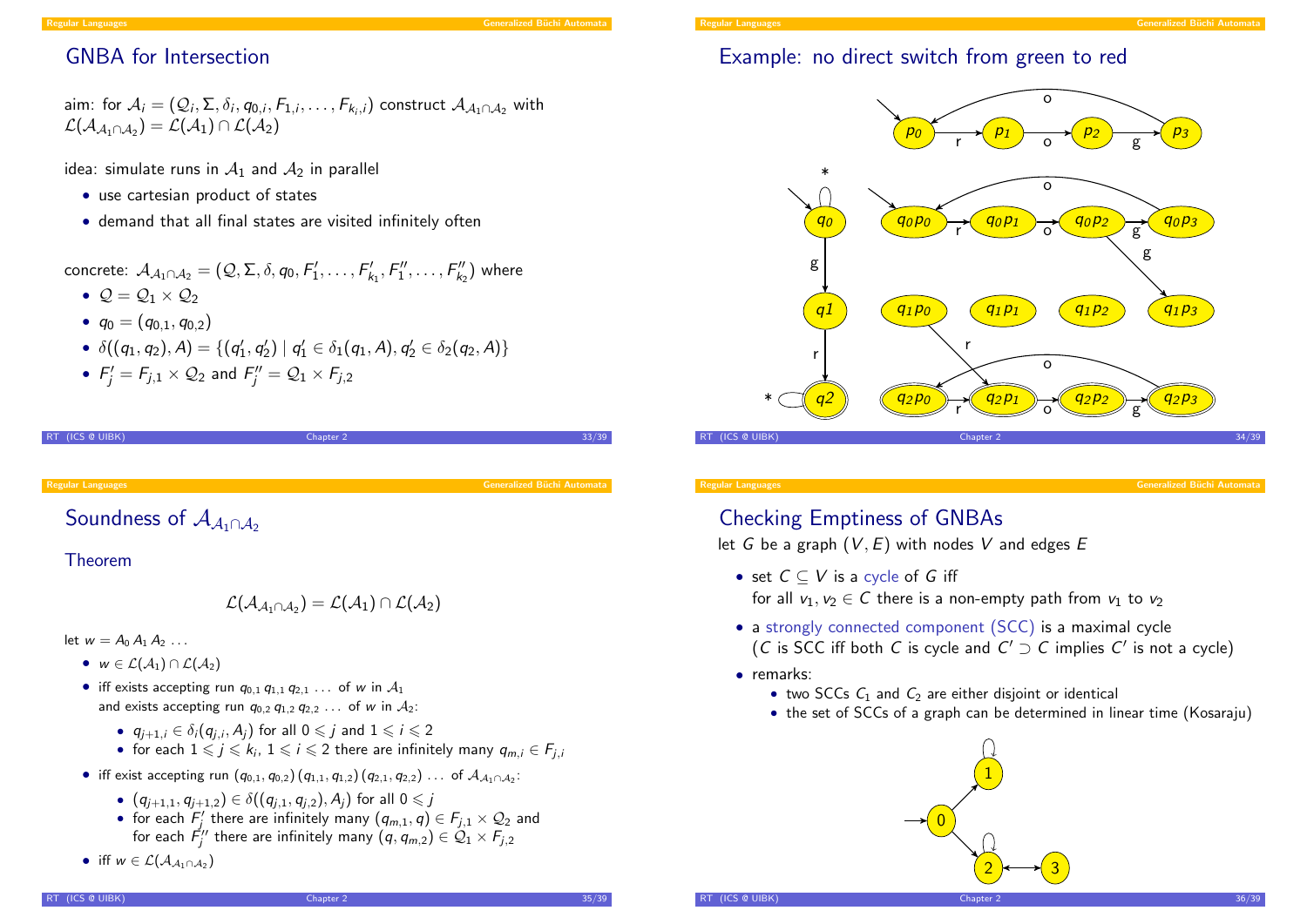## GNBA for Intersection

aim: for $\mathcal{A}_i = (\mathcal{Q}_i, \Sigma, \delta_i, q_{0,i}, F_{1,i}, \dots, F_{k_i,i})$ construct $\mathcal{A}_{\mathcal{A}_1 \cap \mathcal{A}_2}$ with $\mathcal{L}(\mathcal{A}_{\mathcal{A}_1 \cap \mathcal{A}_2}) = \mathcal{L}(\mathcal{A}_1) \cap \mathcal{L}(\mathcal{A}_2)$

idea: simulate runs in $\mathcal{A}_1$ and $\mathcal{A}_2$ in parallel

- use cartesian product of states
- demand that all final states are visited infinitely often

concrete: $\mathcal{A}_{\mathcal{A}_1 \cap \mathcal{A}_2} = (\mathcal{Q}, \Sigma, \delta, q_0, F'_1, \dots, F'_{k_1}, F''_1, \dots, F''_{k_2})$ where

- $\mathcal{Q} = \mathcal{Q}_1 \times \mathcal{Q}_2$
- $q_0 = (q_{0,1}, q_{0,2})$
- $\delta((q_1, q_2), A) = \{(q'_1, q'_2) \mid q'_1 \in \delta_1(q_1, A), q'_2 \in \delta_2(q_2, A)\}$
- $F'_j = F_{j,1} \times \mathcal{Q}_2$ and $F''_j = \mathcal{Q}_1 \times F_{j,2}$

## Example: no direct switch from green to red

Automaton with states $p_0$ (initial), $p_1$, $p_2$, $p_3$: $p_0 \xrightarrow{r} p_1 \xrightarrow{o} p_2 \xrightarrow{g} p_3 \xrightarrow{o} p_0$.

Automaton with states $q_0$ (initial, self-loop $*$), $q1$, $q2$ (final, self-loop $*$): $q_0 \xrightarrow{g} q1 \xrightarrow{r} q2$.

Product states: $q_0p_0$ (initial), $q_0p_1$, $q_0p_2$, $q_0p_3$, $q_1p_0$, $q_1p_1$, $q_1p_2$, $q_1p_3$, $q_2p_0$, $q_2p_1$, $q_2p_2$, $q_2p_3$ (the $q_2$ states are final). Transitions: $q_0p_0 \xrightarrow{r} q_0p_1 \xrightarrow{o} q_0p_2 \xrightarrow{g} q_0p_3 \xrightarrow{o} q_0p_0$; $q_0p_2 \xrightarrow{g} q_1p_3$; $q_1p_0 \xrightarrow{r} q_2p_1$; $q_2p_0 \xrightarrow{r} q_2p_1 \xrightarrow{o} q_2p_2 \xrightarrow{g} q_2p_3 \xrightarrow{o} q_2p_0$.

## Soundness of $\mathcal{A}_{\mathcal{A}_1 \cap \mathcal{A}_2}$

### Theorem

$$\mathcal{L}(\mathcal{A}_{\mathcal{A}_1 \cap \mathcal{A}_2}) = \mathcal{L}(\mathcal{A}_1) \cap \mathcal{L}(\mathcal{A}_2)$$

let $w = A_0\, A_1\, A_2 \, \dots$

- $w \in \mathcal{L}(\mathcal{A}_1) \cap \mathcal{L}(\mathcal{A}_2)$
- iff exists accepting run $q_{0,1}\, q_{1,1}\, q_{2,1} \, \dots$ of $w$ in $\mathcal{A}_1$ and exists accepting run $q_{0,2}\, q_{1,2}\, q_{2,2} \, \dots$ of $w$ in $\mathcal{A}_2$:
  - $q_{j+1,i} \in \delta_i(q_{j,i}, A_j)$ for all $0 \leqslant j$ and $1 \leqslant i \leqslant 2$
  - for each $1 \leqslant j \leqslant k_i$, $1 \leqslant i \leqslant 2$ there are infinitely many $q_{m,i} \in F_{j,i}$
- iff exist accepting run $(q_{0,1}, q_{0,2})\,(q_{1,1}, q_{1,2})\,(q_{2,1}, q_{2,2}) \, \dots$ of $\mathcal{A}_{\mathcal{A}_1 \cap \mathcal{A}_2}$:
  - $(q_{j+1,1}, q_{j+1,2}) \in \delta((q_{j,1}, q_{j,2}), A_j)$ for all $0 \leqslant j$
  - for each $F'_j$ there are infinitely many $(q_{m,1}, q) \in F_{j,1} \times \mathcal{Q}_2$ and for each $F''_j$ there are infinitely many $(q, q_{m,2}) \in \mathcal{Q}_1 \times F_{j,2}$
- iff $w \in \mathcal{L}(\mathcal{A}_{\mathcal{A}_1 \cap \mathcal{A}_2})$

## Checking Emptiness of GNBAs

let $G$ be a graph $(V, E)$ with nodes $V$ and edges $E$

- set $C \subseteq V$ is a cycle of $G$ iff for all $v_1, v_2 \in C$ there is a non-empty path from $v_1$ to $v_2$
- a strongly connected component (SCC) is a maximal cycle ($C$ is SCC iff both $C$ is cycle and $C' \supset C$ implies $C'$ is not a cycle)
- remarks:
  - two SCCs $C_1$ and $C_2$ are either disjoint or identical
  - the set of SCCs of a graph can be determined in linear time (Kosaraju)

Graph with nodes 0 (initial), 1, 2, 3: $0 \to 1$, $1 \to 1$, $0 \to 2$, $2 \to 2$, $2 \leftrightarrow 3$.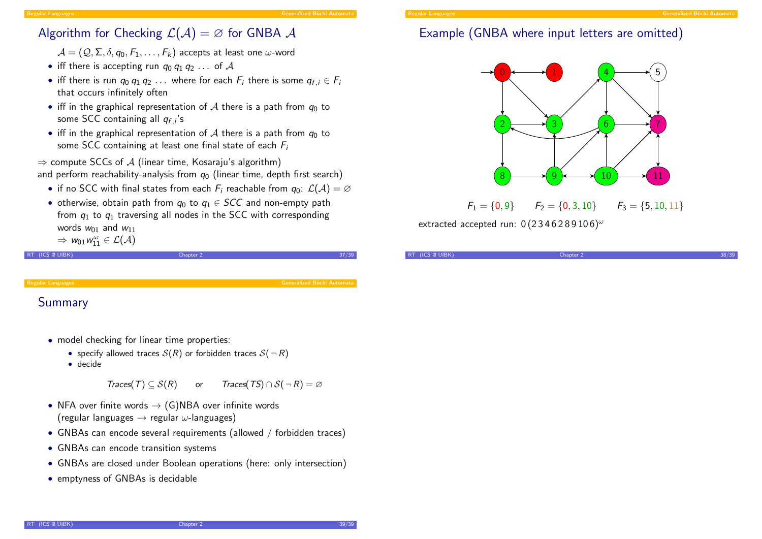## Algorithm for Checking $\mathcal{L}(\mathcal{A}) = \varnothing$ for GNBA $\mathcal{A}$

$\mathcal{A} = (\mathcal{Q}, \Sigma, \delta, q_0, F_1, \dots, F_k)$ accepts at least one $\omega$-word

- iff there is accepting run $q_0\, q_1\, q_2\, \dots$ of $\mathcal{A}$
- iff there is run $q_0\, q_1\, q_2\, \dots$ where for each $F_i$ there is some $q_{f,i} \in F_i$ that occurs infinitely often
- iff in the graphical representation of $\mathcal{A}$ there is a path from $q_0$ to some SCC containing all $q_{f,i}$'s
- iff in the graphical representation of $\mathcal{A}$ there is a path from $q_0$ to some SCC containing at least one final state of each $F_i$

$\Rightarrow$ compute SCCs of $\mathcal{A}$ (linear time, Kosaraju's algorithm) and perform reachability-analysis from $q_0$ (linear time, depth first search)

- if no SCC with final states from each $F_i$ reachable from $q_0$: $\mathcal{L}(\mathcal{A}) = \varnothing$
- otherwise, obtain path from $q_0$ to $q_1 \in SCC$ and non-empty path from $q_1$ to $q_1$ traversing all nodes in the SCC with corresponding words $w_{01}$ and $w_{11}$
  $\Rightarrow w_{01} w_{11}^{\omega} \in \mathcal{L}(\mathcal{A})$

## Example (GNBA where input letters are omitted)

0 1 2 3 4 5 6 7 8 9 10 11

$F_1 = \{0, 9\} \qquad F_2 = \{0, 3, 10\} \qquad F_3 = \{5, 10, 11\}$

extracted accepted run: $0\,(2\,3\,4\,6\,2\,8\,9\,10\,6)^{\omega}$

## Summary

- model checking for linear time properties:
  - specify allowed traces $\mathcal{S}(R)$ or forbidden traces $\mathcal{S}(\neg R)$
  - decide

$$Traces(T) \subseteq \mathcal{S}(R) \qquad \text{or} \qquad Traces(TS) \cap \mathcal{S}(\neg R) = \varnothing$$

- NFA over finite words $\to$ (G)NBA over infinite words (regular languages $\to$ regular $\omega$-languages)
- GNBAs can encode several requirements (allowed / forbidden traces)
- GNBAs can encode transition systems
- GNBAs are closed under Boolean operations (here: only intersection)
- emptyness of GNBAs is decidable